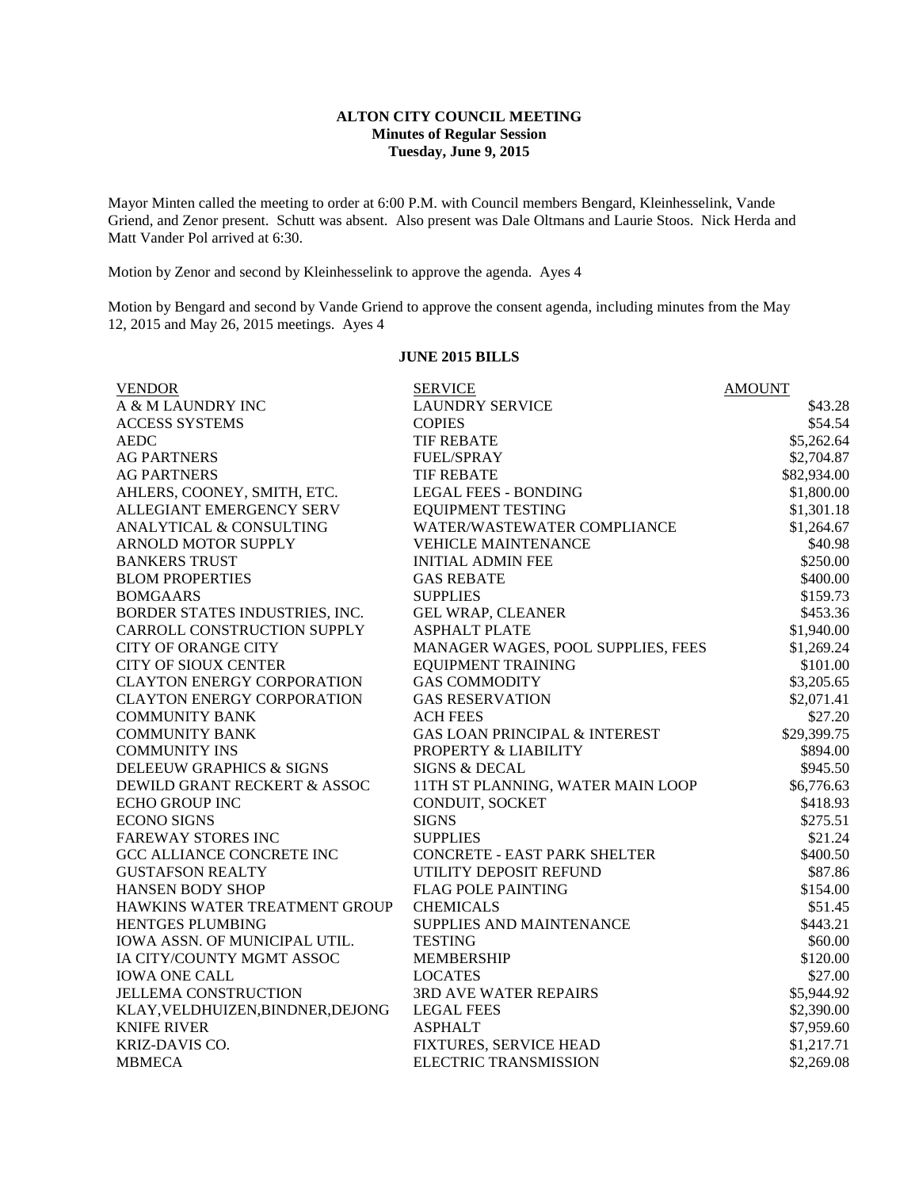# ALTON CITY COUNCIL MEETING
## Minutes of Regular Session
### Tuesday, June 9, 2015

Mayor Minten called the meeting to order at 6:00 P.M. with Council members Bengard, Kleinhesselink, Vande Griend, and Zenor present. Schutt was absent. Also present was Dale Oltmans and Laurie Stoos. Nick Herda and Matt Vander Pol arrived at 6:30.

Motion by Zenor and second by Kleinhesselink to approve the agenda. Ayes 4

Motion by Bengard and second by Vande Griend to approve the consent agenda, including minutes from the May 12, 2015 and May 26, 2015 meetings. Ayes 4

**JUNE 2015 BILLS**

| VENDOR | SERVICE | AMOUNT |
|---|---|---|
| A & M LAUNDRY INC | LAUNDRY SERVICE | $43.28 |
| ACCESS SYSTEMS | COPIES | $54.54 |
| AEDC | TIF REBATE | $5,262.64 |
| AG PARTNERS | FUEL/SPRAY | $2,704.87 |
| AG PARTNERS | TIF REBATE | $82,934.00 |
| AHLERS, COONEY, SMITH, ETC. | LEGAL FEES - BONDING | $1,800.00 |
| ALLEGIANT EMERGENCY SERV | EQUIPMENT TESTING | $1,301.18 |
| ANALYTICAL & CONSULTING | WATER/WASTEWATER COMPLIANCE | $1,264.67 |
| ARNOLD MOTOR SUPPLY | VEHICLE MAINTENANCE | $40.98 |
| BANKERS TRUST | INITIAL ADMIN FEE | $250.00 |
| BLOM PROPERTIES | GAS REBATE | $400.00 |
| BOMGAARS | SUPPLIES | $159.73 |
| BORDER STATES INDUSTRIES, INC. | GEL WRAP, CLEANER | $453.36 |
| CARROLL CONSTRUCTION SUPPLY | ASPHALT PLATE | $1,940.00 |
| CITY OF ORANGE CITY | MANAGER WAGES, POOL SUPPLIES, FEES | $1,269.24 |
| CITY OF SIOUX CENTER | EQUIPMENT TRAINING | $101.00 |
| CLAYTON ENERGY CORPORATION | GAS COMMODITY | $3,205.65 |
| CLAYTON ENERGY CORPORATION | GAS RESERVATION | $2,071.41 |
| COMMUNITY BANK | ACH FEES | $27.20 |
| COMMUNITY BANK | GAS LOAN PRINCIPAL & INTEREST | $29,399.75 |
| COMMUNITY INS | PROPERTY & LIABILITY | $894.00 |
| DELEEUW GRAPHICS & SIGNS | SIGNS & DECAL | $945.50 |
| DEWILD GRANT RECKERT & ASSOC | 11TH ST PLANNING, WATER MAIN LOOP | $6,776.63 |
| ECHO GROUP INC | CONDUIT, SOCKET | $418.93 |
| ECONO SIGNS | SIGNS | $275.51 |
| FAREWAY STORES INC | SUPPLIES | $21.24 |
| GCC ALLIANCE CONCRETE INC | CONCRETE - EAST PARK SHELTER | $400.50 |
| GUSTAFSON REALTY | UTILITY DEPOSIT REFUND | $87.86 |
| HANSEN BODY SHOP | FLAG POLE PAINTING | $154.00 |
| HAWKINS WATER TREATMENT GROUP | CHEMICALS | $51.45 |
| HENTGES PLUMBING | SUPPLIES AND MAINTENANCE | $443.21 |
| IOWA ASSN. OF MUNICIPAL UTIL. | TESTING | $60.00 |
| IA CITY/COUNTY MGMT ASSOC | MEMBERSHIP | $120.00 |
| IOWA ONE CALL | LOCATES | $27.00 |
| JELLEMA CONSTRUCTION | 3RD AVE WATER REPAIRS | $5,944.92 |
| KLAY,VELDHUIZEN,BINDNER,DEJONG | LEGAL FEES | $2,390.00 |
| KNIFE RIVER | ASPHALT | $7,959.60 |
| KRIZ-DAVIS CO. | FIXTURES, SERVICE HEAD | $1,217.71 |
| MBMECA | ELECTRIC TRANSMISSION | $2,269.08 |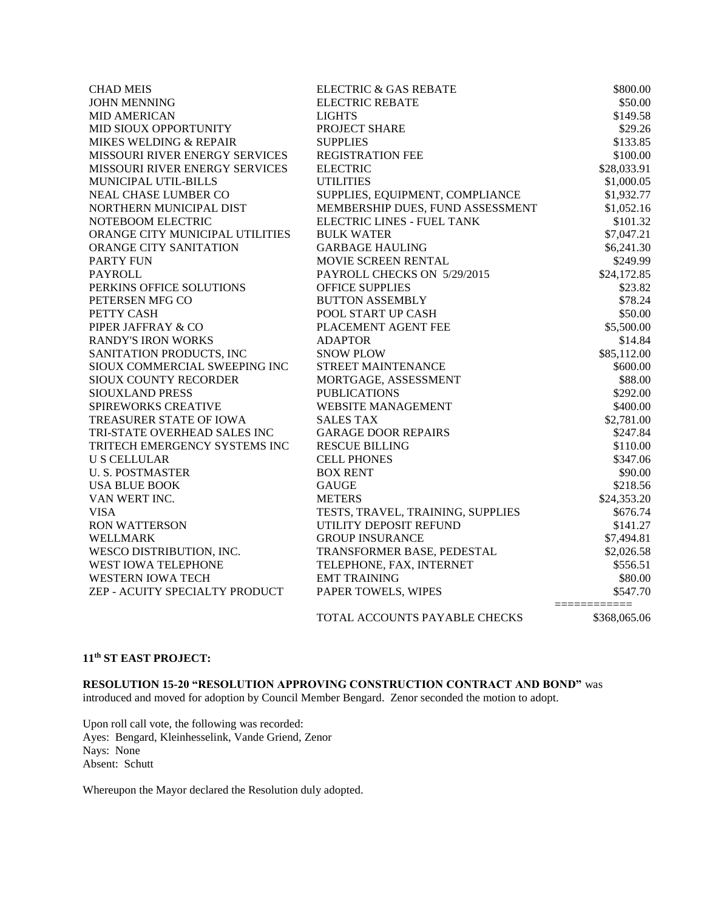| | | |
|---|---|---|
| CHAD MEIS | ELECTRIC & GAS REBATE | $800.00 |
| JOHN MENNING | ELECTRIC REBATE | $50.00 |
| MID AMERICAN | LIGHTS | $149.58 |
| MID SIOUX OPPORTUNITY | PROJECT SHARE | $29.26 |
| MIKES WELDING & REPAIR | SUPPLIES | $133.85 |
| MISSOURI RIVER ENERGY SERVICES | REGISTRATION FEE | $100.00 |
| MISSOURI RIVER ENERGY SERVICES | ELECTRIC | $28,033.91 |
| MUNICIPAL UTIL-BILLS | UTILITIES | $1,000.05 |
| NEAL CHASE LUMBER CO | SUPPLIES, EQUIPMENT, COMPLIANCE | $1,932.77 |
| NORTHERN MUNICIPAL DIST | MEMBERSHIP DUES, FUND ASSESSMENT | $1,052.16 |
| NOTEBOOM ELECTRIC | ELECTRIC LINES - FUEL TANK | $101.32 |
| ORANGE CITY MUNICIPAL UTILITIES | BULK WATER | $7,047.21 |
| ORANGE CITY SANITATION | GARBAGE HAULING | $6,241.30 |
| PARTY FUN | MOVIE SCREEN RENTAL | $249.99 |
| PAYROLL | PAYROLL CHECKS ON 5/29/2015 | $24,172.85 |
| PERKINS OFFICE SOLUTIONS | OFFICE SUPPLIES | $23.82 |
| PETERSEN MFG CO | BUTTON ASSEMBLY | $78.24 |
| PETTY CASH | POOL START UP CASH | $50.00 |
| PIPER JAFFRAY & CO | PLACEMENT AGENT FEE | $5,500.00 |
| RANDY'S IRON WORKS | ADAPTOR | $14.84 |
| SANITATION PRODUCTS, INC | SNOW PLOW | $85,112.00 |
| SIOUX COMMERCIAL SWEEPING INC | STREET MAINTENANCE | $600.00 |
| SIOUX COUNTY RECORDER | MORTGAGE, ASSESSMENT | $88.00 |
| SIOUXLAND PRESS | PUBLICATIONS | $292.00 |
| SPIREWORKS CREATIVE | WEBSITE MANAGEMENT | $400.00 |
| TREASURER STATE OF IOWA | SALES TAX | $2,781.00 |
| TRI-STATE OVERHEAD SALES INC | GARAGE DOOR REPAIRS | $247.84 |
| TRITECH EMERGENCY SYSTEMS INC | RESCUE BILLING | $110.00 |
| U S CELLULAR | CELL PHONES | $347.06 |
| U. S. POSTMASTER | BOX RENT | $90.00 |
| USA BLUE BOOK | GAUGE | $218.56 |
| VAN WERT INC. | METERS | $24,353.20 |
| VISA | TESTS, TRAVEL, TRAINING, SUPPLIES | $676.74 |
| RON WATTERSON | UTILITY DEPOSIT REFUND | $141.27 |
| WELLMARK | GROUP INSURANCE | $7,494.81 |
| WESCO DISTRIBUTION, INC. | TRANSFORMER BASE, PEDESTAL | $2,026.58 |
| WEST IOWA TELEPHONE | TELEPHONE, FAX, INTERNET | $556.51 |
| WESTERN IOWA TECH | EMT TRAINING | $80.00 |
| ZEP - ACUITY SPECIALTY PRODUCT | PAPER TOWELS, WIPES | $547.70 |
| | | ============ |
| | TOTAL ACCOUNTS PAYABLE CHECKS | $368,065.06 |

**11th ST EAST PROJECT:**

**RESOLUTION 15-20 "RESOLUTION APPROVING CONSTRUCTION CONTRACT AND BOND"** was introduced and moved for adoption by Council Member Bengard. Zenor seconded the motion to adopt.

Upon roll call vote, the following was recorded:
Ayes: Bengard, Kleinhesselink, Vande Griend, Zenor
Nays: None
Absent: Schutt

Whereupon the Mayor declared the Resolution duly adopted.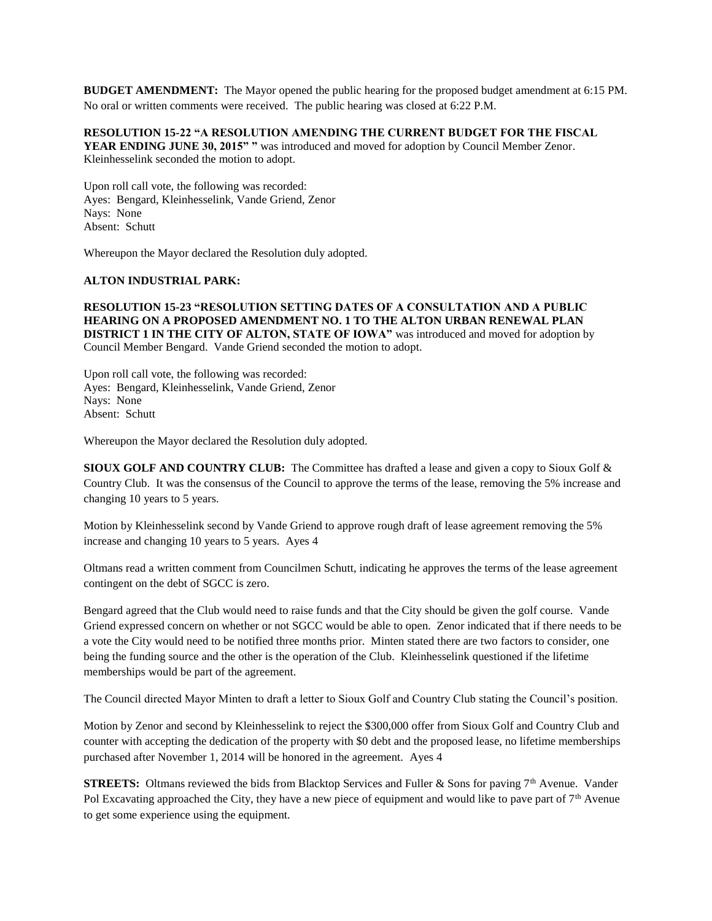**BUDGET AMENDMENT:** The Mayor opened the public hearing for the proposed budget amendment at 6:15 PM. No oral or written comments were received. The public hearing was closed at 6:22 P.M.

**RESOLUTION 15-22 "A RESOLUTION AMENDING THE CURRENT BUDGET FOR THE FISCAL YEAR ENDING JUNE 30, 2015" "** was introduced and moved for adoption by Council Member Zenor. Kleinhesselink seconded the motion to adopt.

Upon roll call vote, the following was recorded:
Ayes: Bengard, Kleinhesselink, Vande Griend, Zenor
Nays: None
Absent: Schutt

Whereupon the Mayor declared the Resolution duly adopted.

**ALTON INDUSTRIAL PARK:**

**RESOLUTION 15-23 "RESOLUTION SETTING DATES OF A CONSULTATION AND A PUBLIC HEARING ON A PROPOSED AMENDMENT NO. 1 TO THE ALTON URBAN RENEWAL PLAN DISTRICT 1 IN THE CITY OF ALTON, STATE OF IOWA"** was introduced and moved for adoption by Council Member Bengard. Vande Griend seconded the motion to adopt.

Upon roll call vote, the following was recorded:
Ayes: Bengard, Kleinhesselink, Vande Griend, Zenor
Nays: None
Absent: Schutt

Whereupon the Mayor declared the Resolution duly adopted.

**SIOUX GOLF AND COUNTRY CLUB:** The Committee has drafted a lease and given a copy to Sioux Golf & Country Club. It was the consensus of the Council to approve the terms of the lease, removing the 5% increase and changing 10 years to 5 years.

Motion by Kleinhesselink second by Vande Griend to approve rough draft of lease agreement removing the 5% increase and changing 10 years to 5 years. Ayes 4

Oltmans read a written comment from Councilmen Schutt, indicating he approves the terms of the lease agreement contingent on the debt of SGCC is zero.

Bengard agreed that the Club would need to raise funds and that the City should be given the golf course. Vande Griend expressed concern on whether or not SGCC would be able to open. Zenor indicated that if there needs to be a vote the City would need to be notified three months prior. Minten stated there are two factors to consider, one being the funding source and the other is the operation of the Club. Kleinhesselink questioned if the lifetime memberships would be part of the agreement.

The Council directed Mayor Minten to draft a letter to Sioux Golf and Country Club stating the Council's position.

Motion by Zenor and second by Kleinhesselink to reject the $300,000 offer from Sioux Golf and Country Club and counter with accepting the dedication of the property with $0 debt and the proposed lease, no lifetime memberships purchased after November 1, 2014 will be honored in the agreement. Ayes 4

**STREETS:** Oltmans reviewed the bids from Blacktop Services and Fuller & Sons for paving 7th Avenue. Vander Pol Excavating approached the City, they have a new piece of equipment and would like to pave part of 7th Avenue to get some experience using the equipment.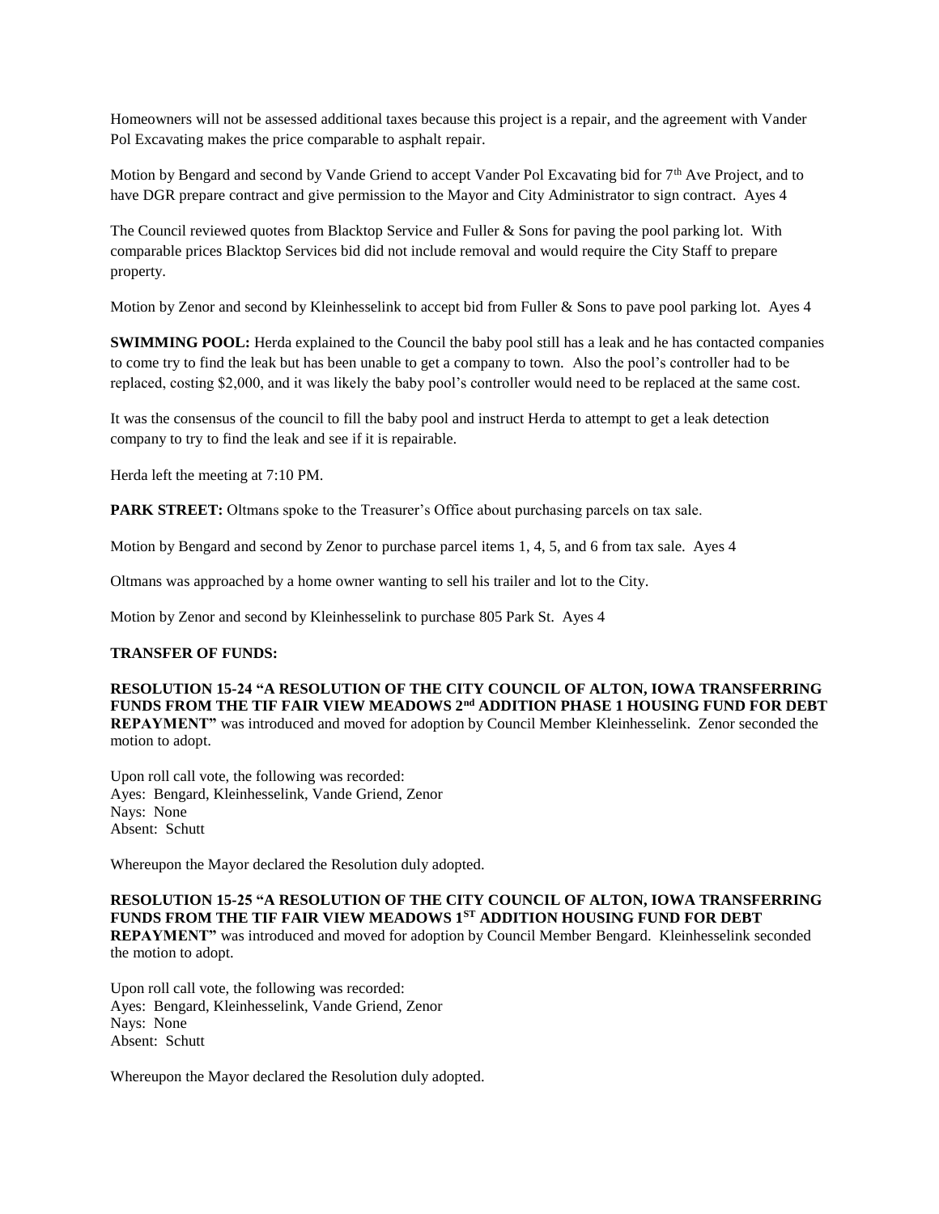Homeowners will not be assessed additional taxes because this project is a repair, and the agreement with Vander Pol Excavating makes the price comparable to asphalt repair.

Motion by Bengard and second by Vande Griend to accept Vander Pol Excavating bid for 7th Ave Project, and to have DGR prepare contract and give permission to the Mayor and City Administrator to sign contract. Ayes 4

The Council reviewed quotes from Blacktop Service and Fuller & Sons for paving the pool parking lot. With comparable prices Blacktop Services bid did not include removal and would require the City Staff to prepare property.

Motion by Zenor and second by Kleinhesselink to accept bid from Fuller & Sons to pave pool parking lot. Ayes 4

**SWIMMING POOL:** Herda explained to the Council the baby pool still has a leak and he has contacted companies to come try to find the leak but has been unable to get a company to town. Also the pool's controller had to be replaced, costing $2,000, and it was likely the baby pool's controller would need to be replaced at the same cost.

It was the consensus of the council to fill the baby pool and instruct Herda to attempt to get a leak detection company to try to find the leak and see if it is repairable.

Herda left the meeting at 7:10 PM.

**PARK STREET:** Oltmans spoke to the Treasurer's Office about purchasing parcels on tax sale.

Motion by Bengard and second by Zenor to purchase parcel items 1, 4, 5, and 6 from tax sale. Ayes 4

Oltmans was approached by a home owner wanting to sell his trailer and lot to the City.

Motion by Zenor and second by Kleinhesselink to purchase 805 Park St. Ayes 4

**TRANSFER OF FUNDS:**

**RESOLUTION 15-24 "A RESOLUTION OF THE CITY COUNCIL OF ALTON, IOWA TRANSFERRING FUNDS FROM THE TIF FAIR VIEW MEADOWS 2nd ADDITION PHASE 1 HOUSING FUND FOR DEBT REPAYMENT"** was introduced and moved for adoption by Council Member Kleinhesselink. Zenor seconded the motion to adopt.

Upon roll call vote, the following was recorded:
Ayes: Bengard, Kleinhesselink, Vande Griend, Zenor
Nays: None
Absent: Schutt

Whereupon the Mayor declared the Resolution duly adopted.

**RESOLUTION 15-25 "A RESOLUTION OF THE CITY COUNCIL OF ALTON, IOWA TRANSFERRING FUNDS FROM THE TIF FAIR VIEW MEADOWS 1ST ADDITION HOUSING FUND FOR DEBT REPAYMENT"** was introduced and moved for adoption by Council Member Bengard. Kleinhesselink seconded the motion to adopt.

Upon roll call vote, the following was recorded:
Ayes: Bengard, Kleinhesselink, Vande Griend, Zenor
Nays: None
Absent: Schutt

Whereupon the Mayor declared the Resolution duly adopted.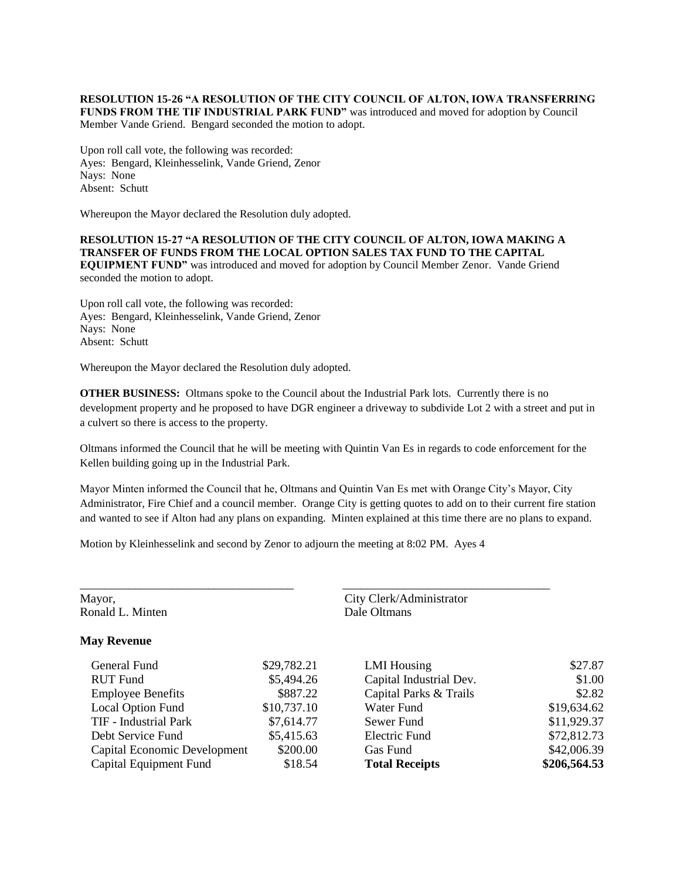**RESOLUTION 15-26 "A RESOLUTION OF THE CITY COUNCIL OF ALTON, IOWA TRANSFERRING FUNDS FROM THE TIF INDUSTRIAL PARK FUND"** was introduced and moved for adoption by Council Member Vande Griend. Bengard seconded the motion to adopt.

Upon roll call vote, the following was recorded:
Ayes: Bengard, Kleinhesselink, Vande Griend, Zenor
Nays: None
Absent: Schutt

Whereupon the Mayor declared the Resolution duly adopted.

**RESOLUTION 15-27 "A RESOLUTION OF THE CITY COUNCIL OF ALTON, IOWA MAKING A TRANSFER OF FUNDS FROM THE LOCAL OPTION SALES TAX FUND TO THE CAPITAL EQUIPMENT FUND"** was introduced and moved for adoption by Council Member Zenor. Vande Griend seconded the motion to adopt.

Upon roll call vote, the following was recorded:
Ayes: Bengard, Kleinhesselink, Vande Griend, Zenor
Nays: None
Absent: Schutt

Whereupon the Mayor declared the Resolution duly adopted.

**OTHER BUSINESS:** Oltmans spoke to the Council about the Industrial Park lots. Currently there is no development property and he proposed to have DGR engineer a driveway to subdivide Lot 2 with a street and put in a culvert so there is access to the property.

Oltmans informed the Council that he will be meeting with Quintin Van Es in regards to code enforcement for the Kellen building going up in the Industrial Park.

Mayor Minten informed the Council that he, Oltmans and Quintin Van Es met with Orange City's Mayor, City Administrator, Fire Chief and a council member. Orange City is getting quotes to add on to their current fire station and wanted to see if Alton had any plans on expanding. Minten explained at this time there are no plans to expand.

Motion by Kleinhesselink and second by Zenor to adjourn the meeting at 8:02 PM. Ayes 4

\_\_\_\_\_\_\_\_\_\_\_\_\_\_\_\_\_\_\_\_\_\_\_\_\_\_\_\_\_\_\_\_\_\_\_\_ \_\_\_\_\_\_\_\_\_\_\_\_\_\_\_\_\_\_\_\_\_\_\_\_\_\_\_\_\_\_\_\_\_\_\_\_

Mayor, Ronald L. Minten

City Clerk/Administrator Dale Oltmans

**May Revenue**

| | | | |
|---|---|---|---|
| General Fund | $29,782.21 | LMI Housing | $27.87 |
| RUT Fund | $5,494.26 | Capital Industrial Dev. | $1.00 |
| Employee Benefits | $887.22 | Capital Parks & Trails | $2.82 |
| Local Option Fund | $10,737.10 | Water Fund | $19,634.62 |
| TIF - Industrial Park | $7,614.77 | Sewer Fund | $11,929.37 |
| Debt Service Fund | $5,415.63 | Electric Fund | $72,812.73 |
| Capital Economic Development | $200.00 | Gas Fund | $42,006.39 |
| Capital Equipment Fund | $18.54 | **Total Receipts** | **$206,564.53** |